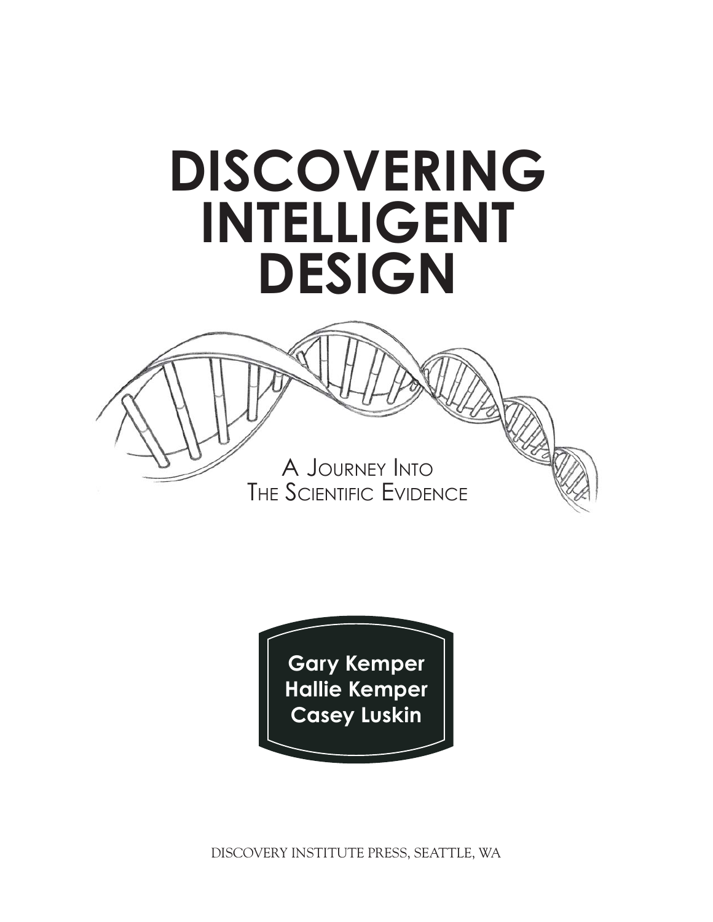# DISCOVERING INTELLIGENT DESIGN

A Journey Into The Scientific Evidence

**Gary Kemper**
**Hallie Kemper**
**Casey Luskin**

DISCOVERY INSTITUTE PRESS, SEATTLE, WA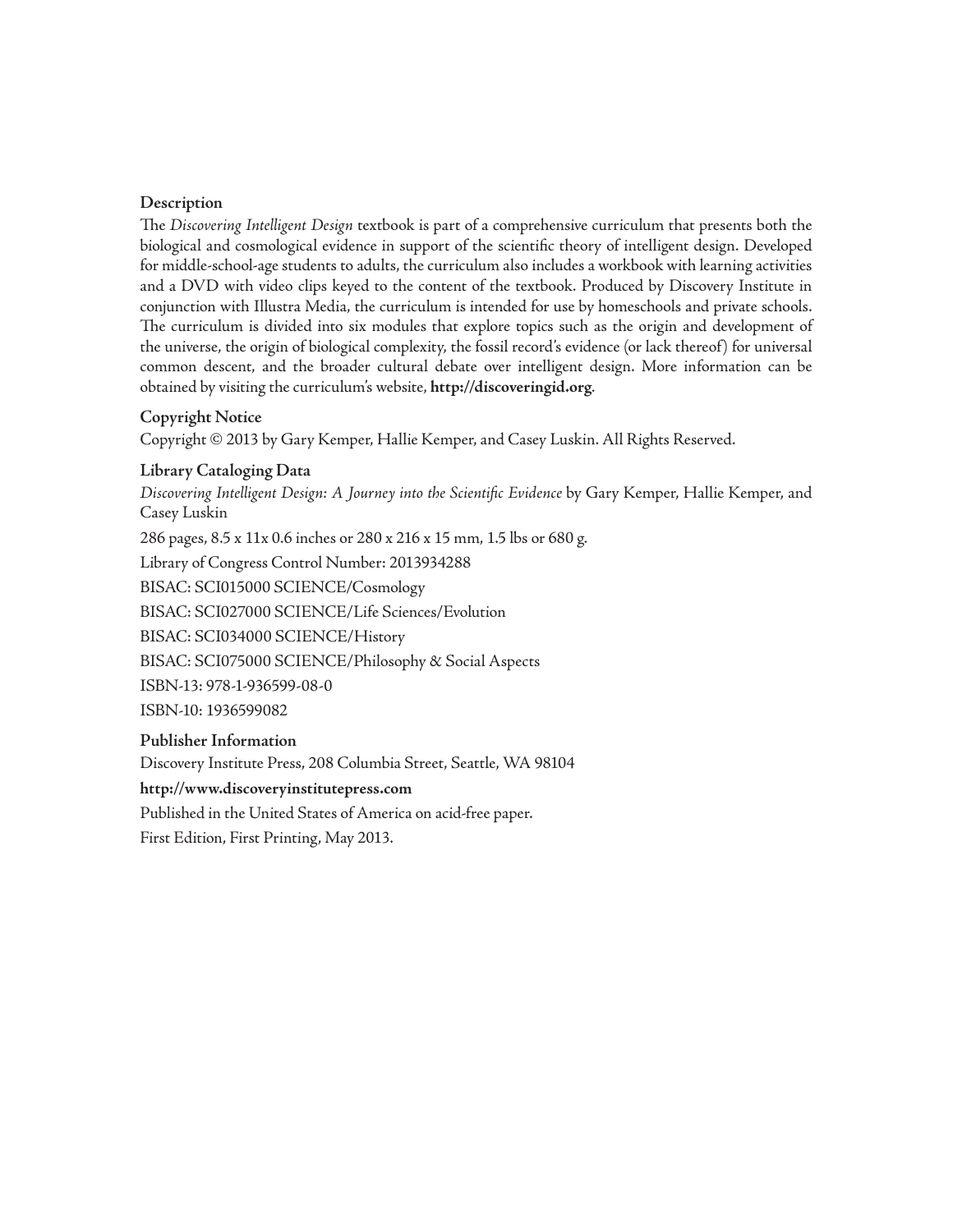**Description**

The *Discovering Intelligent Design* textbook is part of a comprehensive curriculum that presents both the biological and cosmological evidence in support of the scientific theory of intelligent design. Developed for middle-school-age students to adults, the curriculum also includes a workbook with learning activities and a DVD with video clips keyed to the content of the textbook. Produced by Discovery Institute in conjunction with Illustra Media, the curriculum is intended for use by homeschools and private schools. The curriculum is divided into six modules that explore topics such as the origin and development of the universe, the origin of biological complexity, the fossil record's evidence (or lack thereof) for universal common descent, and the broader cultural debate over intelligent design. More information can be obtained by visiting the curriculum's website, **http://discoveringid.org**.

**Copyright Notice**

Copyright © 2013 by Gary Kemper, Hallie Kemper, and Casey Luskin. All Rights Reserved.

**Library Cataloging Data**

*Discovering Intelligent Design: A Journey into the Scientific Evidence* by Gary Kemper, Hallie Kemper, and Casey Luskin

286 pages, 8.5 x 11x 0.6 inches or 280 x 216 x 15 mm, 1.5 lbs or 680 g.

Library of Congress Control Number: 2013934288

BISAC: SCI015000 SCIENCE/Cosmology

BISAC: SCI027000 SCIENCE/Life Sciences/Evolution

BISAC: SCI034000 SCIENCE/History

BISAC: SCI075000 SCIENCE/Philosophy & Social Aspects

ISBN-13: 978-1-936599-08-0

ISBN-10: 1936599082

**Publisher Information**

Discovery Institute Press, 208 Columbia Street, Seattle, WA 98104

**http://www.discoveryinstitutepress.com**

Published in the United States of America on acid-free paper.

First Edition, First Printing, May 2013.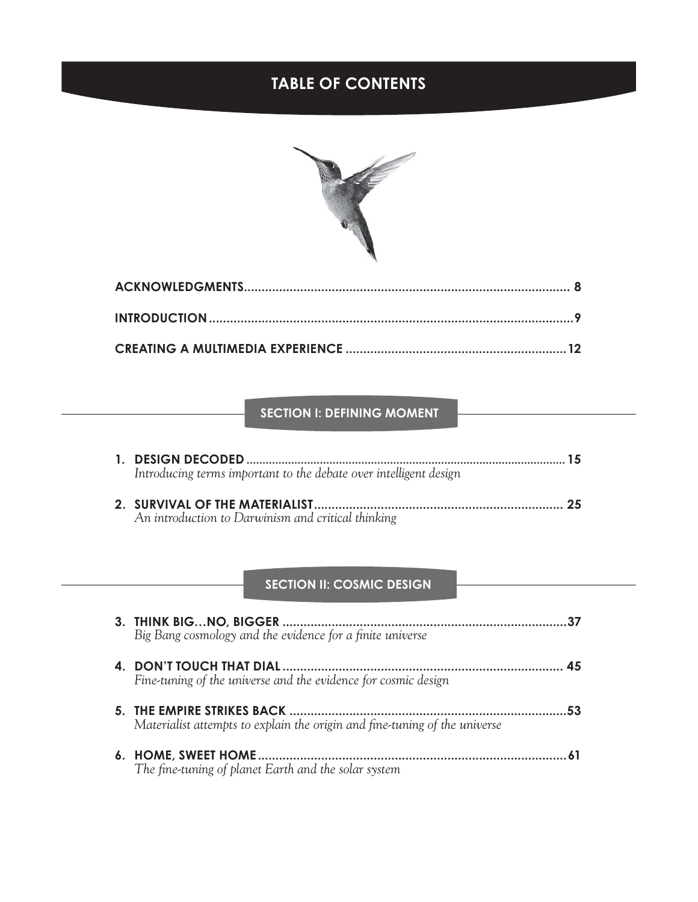# TABLE OF CONTENTS

**ACKNOWLEDGMENTS** .......... 8

**INTRODUCTION** .......... 9

**CREATING A MULTIMEDIA EXPERIENCE** .......... 12

## SECTION I: DEFINING MOMENT

1. **DESIGN DECODED** .......... 15
   *Introducing terms important to the debate over intelligent design*

2. **SURVIVAL OF THE MATERIALIST** .......... 25
   *An introduction to Darwinism and critical thinking*

## SECTION II: COSMIC DESIGN

3. **THINK BIG…NO, BIGGER** .......... 37
   *Big Bang cosmology and the evidence for a finite universe*

4. **DON'T TOUCH THAT DIAL** .......... 45
   *Fine-tuning of the universe and the evidence for cosmic design*

5. **THE EMPIRE STRIKES BACK** .......... 53
   *Materialist attempts to explain the origin and fine-tuning of the universe*

6. **HOME, SWEET HOME** .......... 61
   *The fine-tuning of planet Earth and the solar system*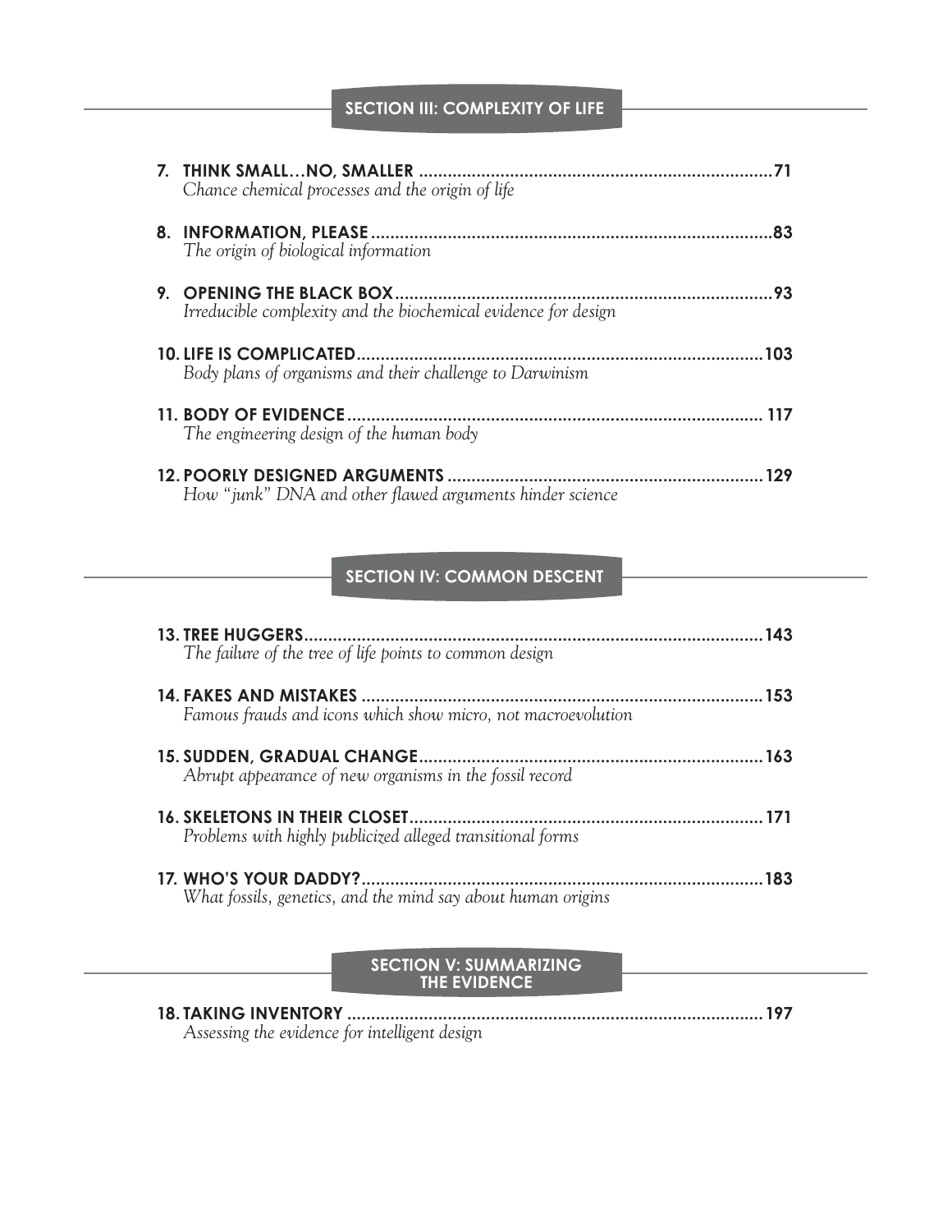## SECTION III: COMPLEXITY OF LIFE

**7. THINK SMALL…NO, SMALLER** .......... 71
*Chance chemical processes and the origin of life*

**8. INFORMATION, PLEASE** .......... 83
*The origin of biological information*

**9. OPENING THE BLACK BOX** .......... 93
*Irreducible complexity and the biochemical evidence for design*

**10. LIFE IS COMPLICATED** .......... 103
*Body plans of organisms and their challenge to Darwinism*

**11. BODY OF EVIDENCE** .......... 117
*The engineering design of the human body*

**12. POORLY DESIGNED ARGUMENTS** .......... 129
*How "junk" DNA and other flawed arguments hinder science*

## SECTION IV: COMMON DESCENT

**13. TREE HUGGERS** .......... 143
*The failure of the tree of life points to common design*

**14. FAKES AND MISTAKES** .......... 153
*Famous frauds and icons which show micro, not macroevolution*

**15. SUDDEN, GRADUAL CHANGE** .......... 163
*Abrupt appearance of new organisms in the fossil record*

**16. SKELETONS IN THEIR CLOSET** .......... 171
*Problems with highly publicized alleged transitional forms*

**17. WHO'S YOUR DADDY?** .......... 183
*What fossils, genetics, and the mind say about human origins*

## SECTION V: SUMMARIZING THE EVIDENCE

**18. TAKING INVENTORY** .......... 197
*Assessing the evidence for intelligent design*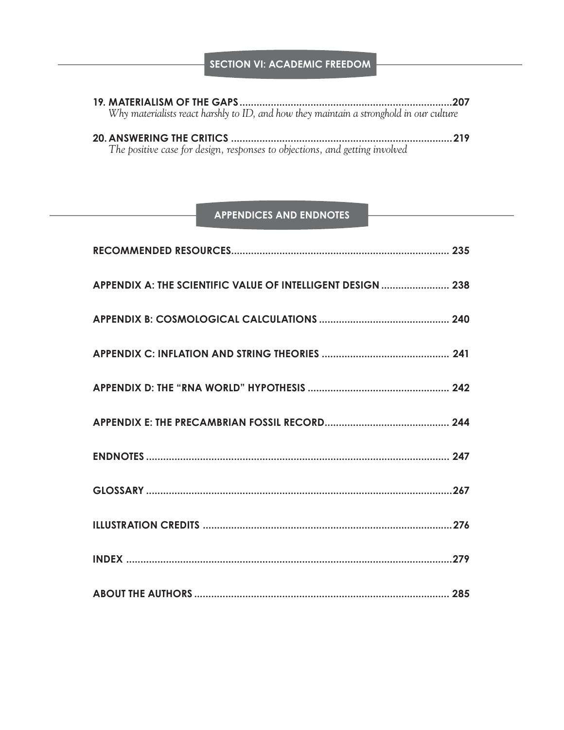## SECTION VI: ACADEMIC FREEDOM

**19. MATERIALISM OF THE GAPS** .......... **207**
*Why materialists react harshly to ID, and how they maintain a stronghold in our culture*

**20. ANSWERING THE CRITICS** .......... **219**
*The positive case for design, responses to objections, and getting involved*

## APPENDICES AND ENDNOTES

**RECOMMENDED RESOURCES** .......... **235**

**APPENDIX A: THE SCIENTIFIC VALUE OF INTELLIGENT DESIGN** .......... **238**

**APPENDIX B: COSMOLOGICAL CALCULATIONS** .......... **240**

**APPENDIX C: INFLATION AND STRING THEORIES** .......... **241**

**APPENDIX D: THE "RNA WORLD" HYPOTHESIS** .......... **242**

**APPENDIX E: THE PRECAMBRIAN FOSSIL RECORD** .......... **244**

**ENDNOTES** .......... **247**

**GLOSSARY** .......... **267**

**ILLUSTRATION CREDITS** .......... **276**

**INDEX** .......... **279**

**ABOUT THE AUTHORS** .......... **285**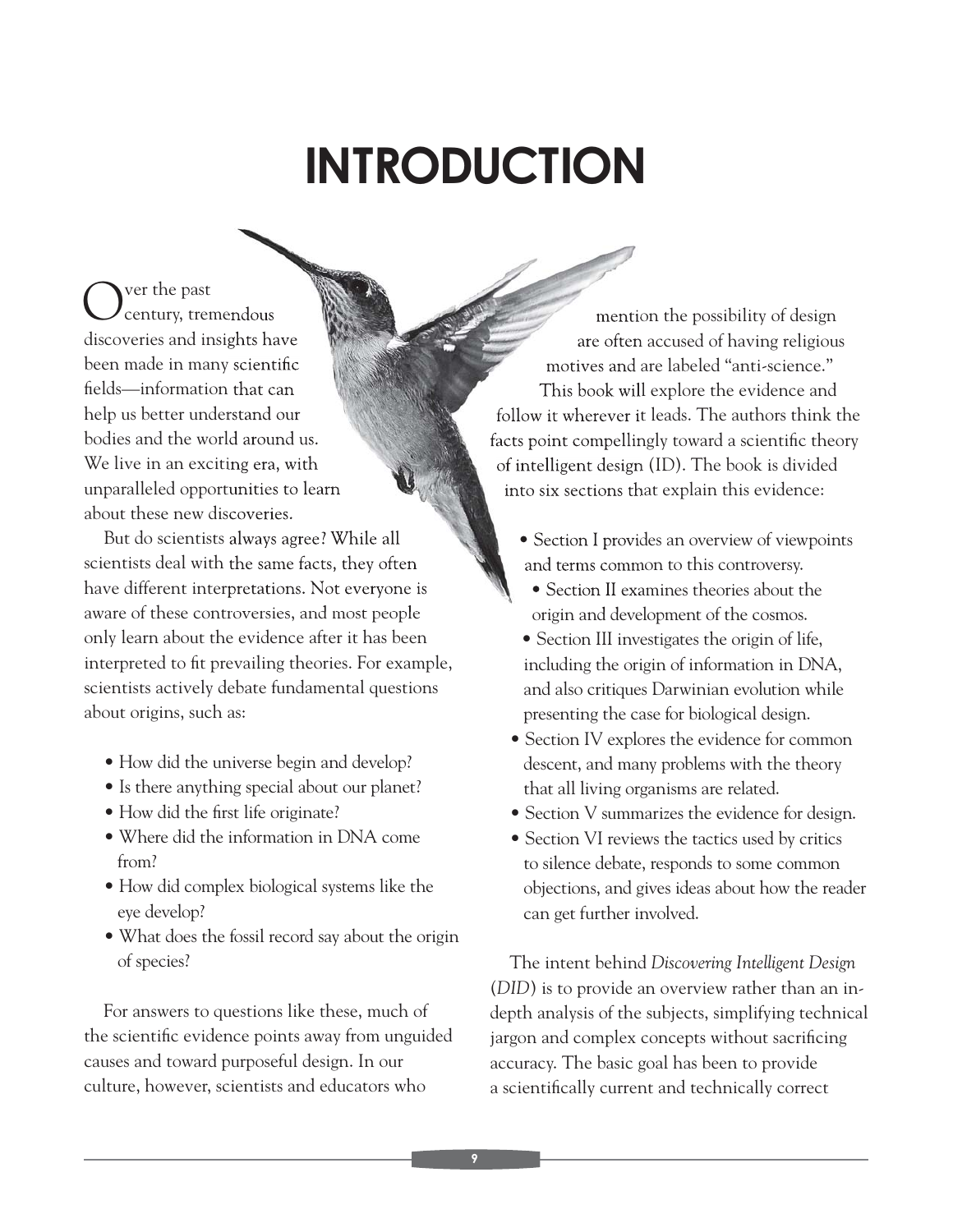# INTRODUCTION

Over the past century, tremendous discoveries and insights have been made in many scientific fields—information that can help us better understand our bodies and the world around us. We live in an exciting era, with unparalleled opportunities to learn about these new discoveries.

But do scientists always agree? While all scientists deal with the same facts, they often have different interpretations. Not everyone is aware of these controversies, and most people only learn about the evidence after it has been interpreted to fit prevailing theories. For example, scientists actively debate fundamental questions about origins, such as:

- How did the universe begin and develop?
- Is there anything special about our planet?
- How did the first life originate?
- Where did the information in DNA come from?
- How did complex biological systems like the eye develop?
- What does the fossil record say about the origin of species?

For answers to questions like these, much of the scientific evidence points away from unguided causes and toward purposeful design. In our culture, however, scientists and educators who mention the possibility of design are often accused of having religious motives and are labeled "anti-science."

This book will explore the evidence and follow it wherever it leads. The authors think the facts point compellingly toward a scientific theory of intelligent design (ID). The book is divided into six sections that explain this evidence:

- Section I provides an overview of viewpoints and terms common to this controversy.
- Section II examines theories about the origin and development of the cosmos.
- Section III investigates the origin of life, including the origin of information in DNA, and also critiques Darwinian evolution while presenting the case for biological design.
- Section IV explores the evidence for common descent, and many problems with the theory that all living organisms are related.
- Section V summarizes the evidence for design.
- Section VI reviews the tactics used by critics to silence debate, responds to some common objections, and gives ideas about how the reader can get further involved.

The intent behind *Discovering Intelligent Design* (*DID*) is to provide an overview rather than an in-depth analysis of the subjects, simplifying technical jargon and complex concepts without sacrificing accuracy. The basic goal has been to provide a scientifically current and technically correct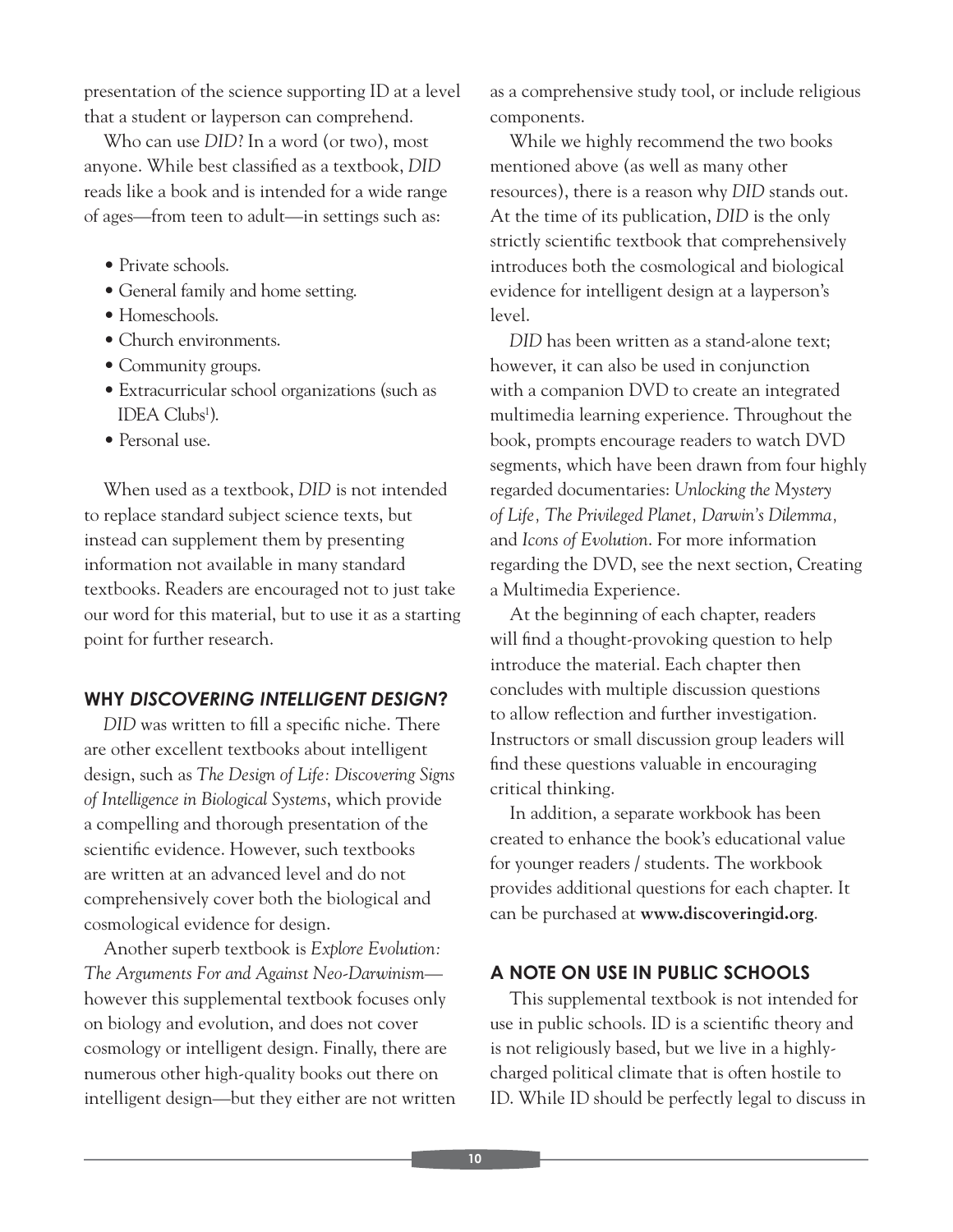presentation of the science supporting ID at a level that a student or layperson can comprehend.

Who can use *DID*? In a word (or two), most anyone. While best classified as a textbook, *DID* reads like a book and is intended for a wide range of ages—from teen to adult—in settings such as:

- Private schools.
- General family and home setting.
- Homeschools.
- Church environments.
- Community groups.
- Extracurricular school organizations (such as IDEA Clubs[1]).
- Personal use.

When used as a textbook, *DID* is not intended to replace standard subject science texts, but instead can supplement them by presenting information not available in many standard textbooks. Readers are encouraged not to just take our word for this material, but to use it as a starting point for further research.

## WHY *DISCOVERING INTELLIGENT DESIGN*?

*DID* was written to fill a specific niche. There are other excellent textbooks about intelligent design, such as *The Design of Life: Discovering Signs of Intelligence in Biological Systems*, which provide a compelling and thorough presentation of the scientific evidence. However, such textbooks are written at an advanced level and do not comprehensively cover both the biological and cosmological evidence for design.

Another superb textbook is *Explore Evolution: The Arguments For and Against Neo-Darwinism*—however this supplemental textbook focuses only on biology and evolution, and does not cover cosmology or intelligent design. Finally, there are numerous other high-quality books out there on intelligent design—but they either are not written as a comprehensive study tool, or include religious components.

While we highly recommend the two books mentioned above (as well as many other resources), there is a reason why *DID* stands out. At the time of its publication, *DID* is the only strictly scientific textbook that comprehensively introduces both the cosmological and biological evidence for intelligent design at a layperson's level.

*DID* has been written as a stand-alone text; however, it can also be used in conjunction with a companion DVD to create an integrated multimedia learning experience. Throughout the book, prompts encourage readers to watch DVD segments, which have been drawn from four highly regarded documentaries: *Unlocking the Mystery of Life*, *The Privileged Planet*, *Darwin's Dilemma*, and *Icons of Evolution*. For more information regarding the DVD, see the next section, Creating a Multimedia Experience.

At the beginning of each chapter, readers will find a thought-provoking question to help introduce the material. Each chapter then concludes with multiple discussion questions to allow reflection and further investigation. Instructors or small discussion group leaders will find these questions valuable in encouraging critical thinking.

In addition, a separate workbook has been created to enhance the book's educational value for younger readers / students. The workbook provides additional questions for each chapter. It can be purchased at **www.discoveringid.org**.

## A NOTE ON USE IN PUBLIC SCHOOLS

This supplemental textbook is not intended for use in public schools. ID is a scientific theory and is not religiously based, but we live in a highly-charged political climate that is often hostile to ID. While ID should be perfectly legal to discuss in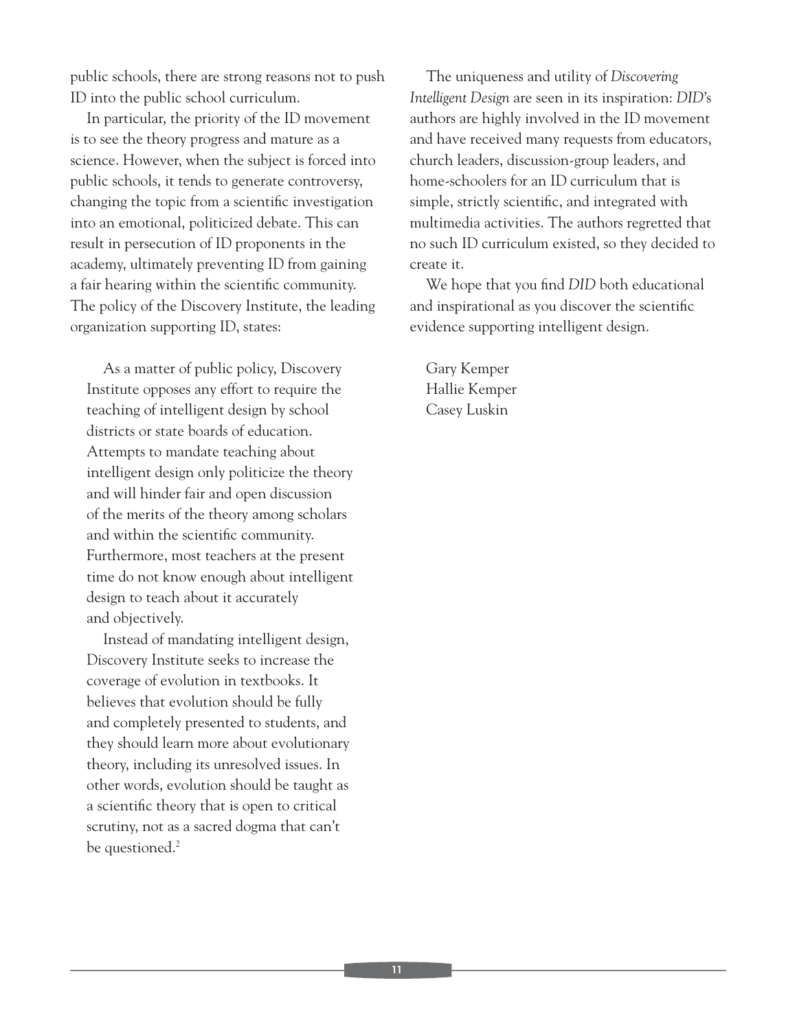public schools, there are strong reasons not to push ID into the public school curriculum.

In particular, the priority of the ID movement is to see the theory progress and mature as a science. However, when the subject is forced into public schools, it tends to generate controversy, changing the topic from a scientific investigation into an emotional, politicized debate. This can result in persecution of ID proponents in the academy, ultimately preventing ID from gaining a fair hearing within the scientific community. The policy of the Discovery Institute, the leading organization supporting ID, states:

> As a matter of public policy, Discovery Institute opposes any effort to require the teaching of intelligent design by school districts or state boards of education. Attempts to mandate teaching about intelligent design only politicize the theory and will hinder fair and open discussion of the merits of the theory among scholars and within the scientific community. Furthermore, most teachers at the present time do not know enough about intelligent design to teach about it accurately and objectively.
>
> Instead of mandating intelligent design, Discovery Institute seeks to increase the coverage of evolution in textbooks. It believes that evolution should be fully and completely presented to students, and they should learn more about evolutionary theory, including its unresolved issues. In other words, evolution should be taught as a scientific theory that is open to critical scrutiny, not as a sacred dogma that can't be questioned.[2]

The uniqueness and utility of *Discovering Intelligent Design* are seen in its inspiration: *DID*'s authors are highly involved in the ID movement and have received many requests from educators, church leaders, discussion-group leaders, and home-schoolers for an ID curriculum that is simple, strictly scientific, and integrated with multimedia activities. The authors regretted that no such ID curriculum existed, so they decided to create it.

We hope that you find *DID* both educational and inspirational as you discover the scientific evidence supporting intelligent design.

Gary Kemper
Hallie Kemper
Casey Luskin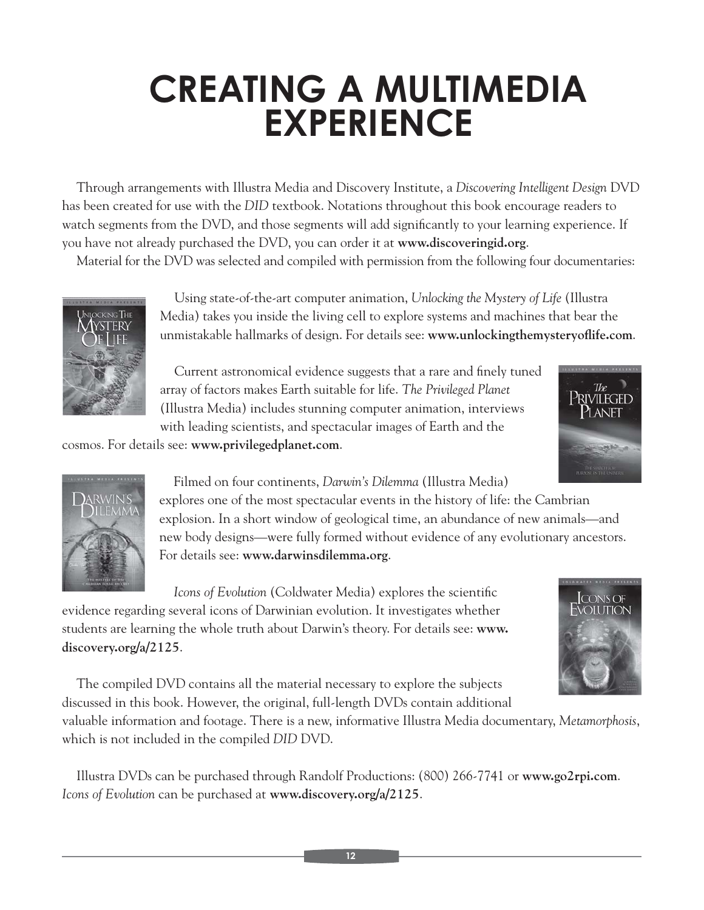# CREATING A MULTIMEDIA EXPERIENCE

Through arrangements with Illustra Media and Discovery Institute, a *Discovering Intelligent Design* DVD has been created for use with the *DID* textbook. Notations throughout this book encourage readers to watch segments from the DVD, and those segments will add significantly to your learning experience. If you have not already purchased the DVD, you can order it at **www.discoveringid.org**.

Material for the DVD was selected and compiled with permission from the following four documentaries:

Using state-of-the-art computer animation, *Unlocking the Mystery of Life* (Illustra Media) takes you inside the living cell to explore systems and machines that bear the unmistakable hallmarks of design. For details see: **www.unlockingthemysteryoflife.com**.

Current astronomical evidence suggests that a rare and finely tuned array of factors makes Earth suitable for life. *The Privileged Planet* (Illustra Media) includes stunning computer animation, interviews with leading scientists, and spectacular images of Earth and the cosmos. For details see: **www.privilegedplanet.com**.

Filmed on four continents, *Darwin's Dilemma* (Illustra Media) explores one of the most spectacular events in the history of life: the Cambrian explosion. In a short window of geological time, an abundance of new animals—and new body designs—were fully formed without evidence of any evolutionary ancestors. For details see: **www.darwinsdilemma.org**.

*Icons of Evolution* (Coldwater Media) explores the scientific evidence regarding several icons of Darwinian evolution. It investigates whether students are learning the whole truth about Darwin's theory. For details see: **www.discovery.org/a/2125**.

The compiled DVD contains all the material necessary to explore the subjects discussed in this book. However, the original, full-length DVDs contain additional valuable information and footage. There is a new, informative Illustra Media documentary, *Metamorphosis*, which is not included in the compiled *DID* DVD.

Illustra DVDs can be purchased through Randolf Productions: (800) 266-7741 or **www.go2rpi.com**. *Icons of Evolution* can be purchased at **www.discovery.org/a/2125**.